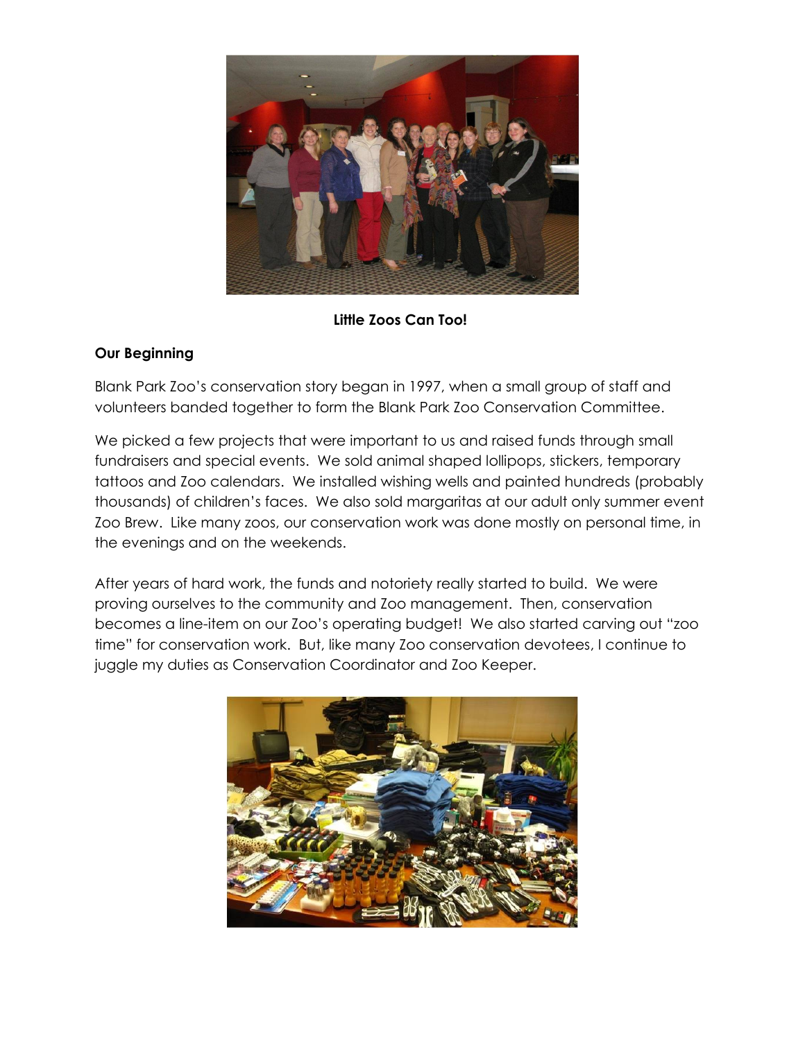**Little Zoos Can Too!**

**Our Beginning**

Blank Park Zoo's conservation story began in 1997, when a small group of staff and volunteers banded together to form the Blank Park Zoo Conservation Committee.

We picked a few projects that were important to us and raised funds through small fundraisers and special events. We sold animal shaped lollipops, stickers, temporary tattoos and Zoo calendars. We installed wishing wells and painted hundreds (probably thousands) of children's faces. We also sold margaritas at our adult only summer event Zoo Brew. Like many zoos, our conservation work was done mostly on personal time, in the evenings and on the weekends.

After years of hard work, the funds and notoriety really started to build. We were proving ourselves to the community and Zoo management. Then, conservation becomes a line-item on our Zoo's operating budget! We also started carving out "zoo time" for conservation work. But, like many Zoo conservation devotees, I continue to juggle my duties as Conservation Coordinator and Zoo Keeper.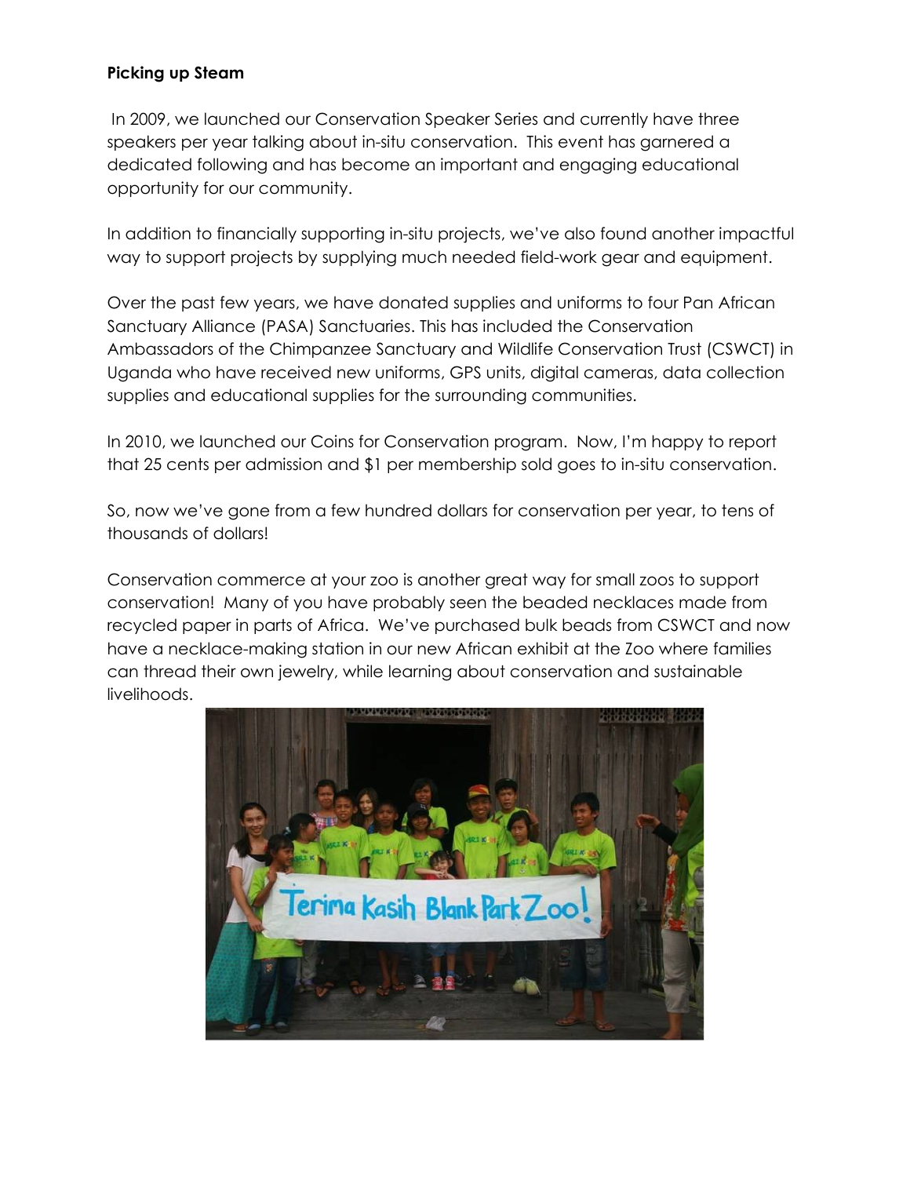**Picking up Steam**

In 2009, we launched our Conservation Speaker Series and currently have three speakers per year talking about in-situ conservation. This event has garnered a dedicated following and has become an important and engaging educational opportunity for our community.

In addition to financially supporting in-situ projects, we've also found another impactful way to support projects by supplying much needed field-work gear and equipment.

Over the past few years, we have donated supplies and uniforms to four Pan African Sanctuary Alliance (PASA) Sanctuaries. This has included the Conservation Ambassadors of the Chimpanzee Sanctuary and Wildlife Conservation Trust (CSWCT) in Uganda who have received new uniforms, GPS units, digital cameras, data collection supplies and educational supplies for the surrounding communities.

In 2010, we launched our Coins for Conservation program. Now, I'm happy to report that 25 cents per admission and $1 per membership sold goes to in-situ conservation.

So, now we've gone from a few hundred dollars for conservation per year, to tens of thousands of dollars!

Conservation commerce at your zoo is another great way for small zoos to support conservation! Many of you have probably seen the beaded necklaces made from recycled paper in parts of Africa. We've purchased bulk beads from CSWCT and now have a necklace-making station in our new African exhibit at the Zoo where families can thread their own jewelry, while learning about conservation and sustainable livelihoods.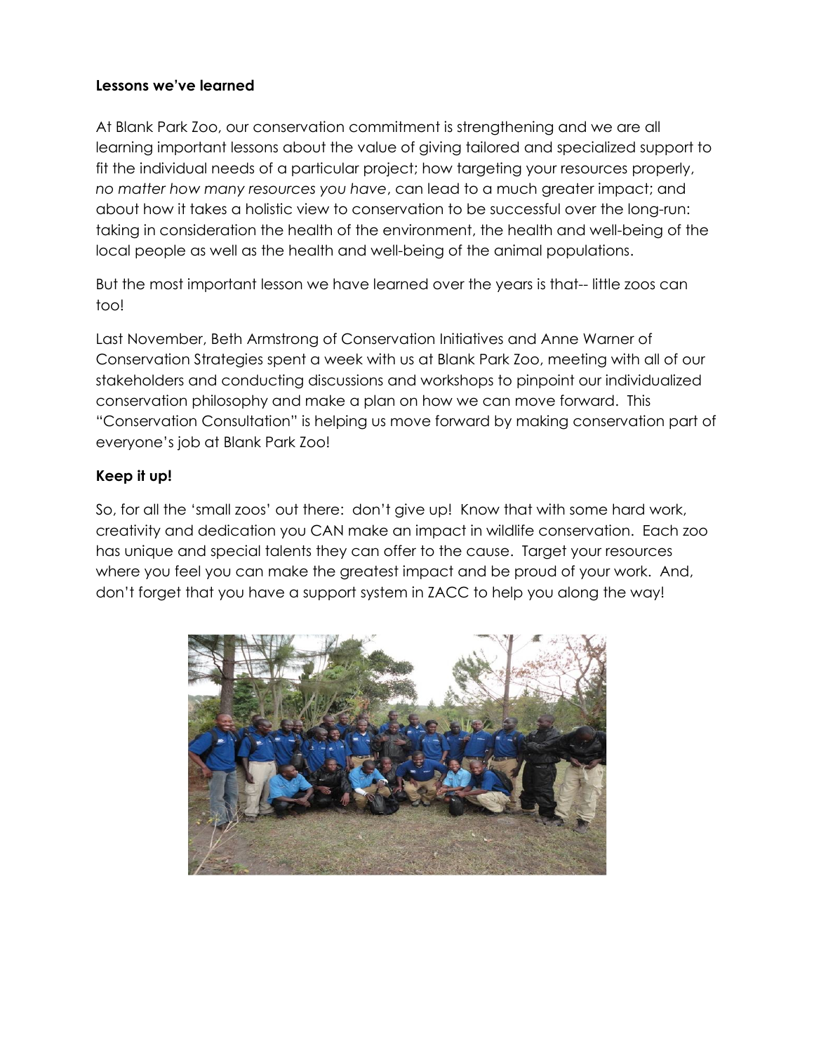**Lessons we've learned**

At Blank Park Zoo, our conservation commitment is strengthening and we are all learning important lessons about the value of giving tailored and specialized support to fit the individual needs of a particular project; how targeting your resources properly, *no matter how many resources you have*, can lead to a much greater impact; and about how it takes a holistic view to conservation to be successful over the long-run: taking in consideration the health of the environment, the health and well-being of the local people as well as the health and well-being of the animal populations.

But the most important lesson we have learned over the years is that-- little zoos can too!

Last November, Beth Armstrong of Conservation Initiatives and Anne Warner of Conservation Strategies spent a week with us at Blank Park Zoo, meeting with all of our stakeholders and conducting discussions and workshops to pinpoint our individualized conservation philosophy and make a plan on how we can move forward. This "Conservation Consultation" is helping us move forward by making conservation part of everyone's job at Blank Park Zoo!

**Keep it up!**

So, for all the 'small zoos' out there: don't give up! Know that with some hard work, creativity and dedication you CAN make an impact in wildlife conservation. Each zoo has unique and special talents they can offer to the cause. Target your resources where you feel you can make the greatest impact and be proud of your work. And, don't forget that you have a support system in ZACC to help you along the way!